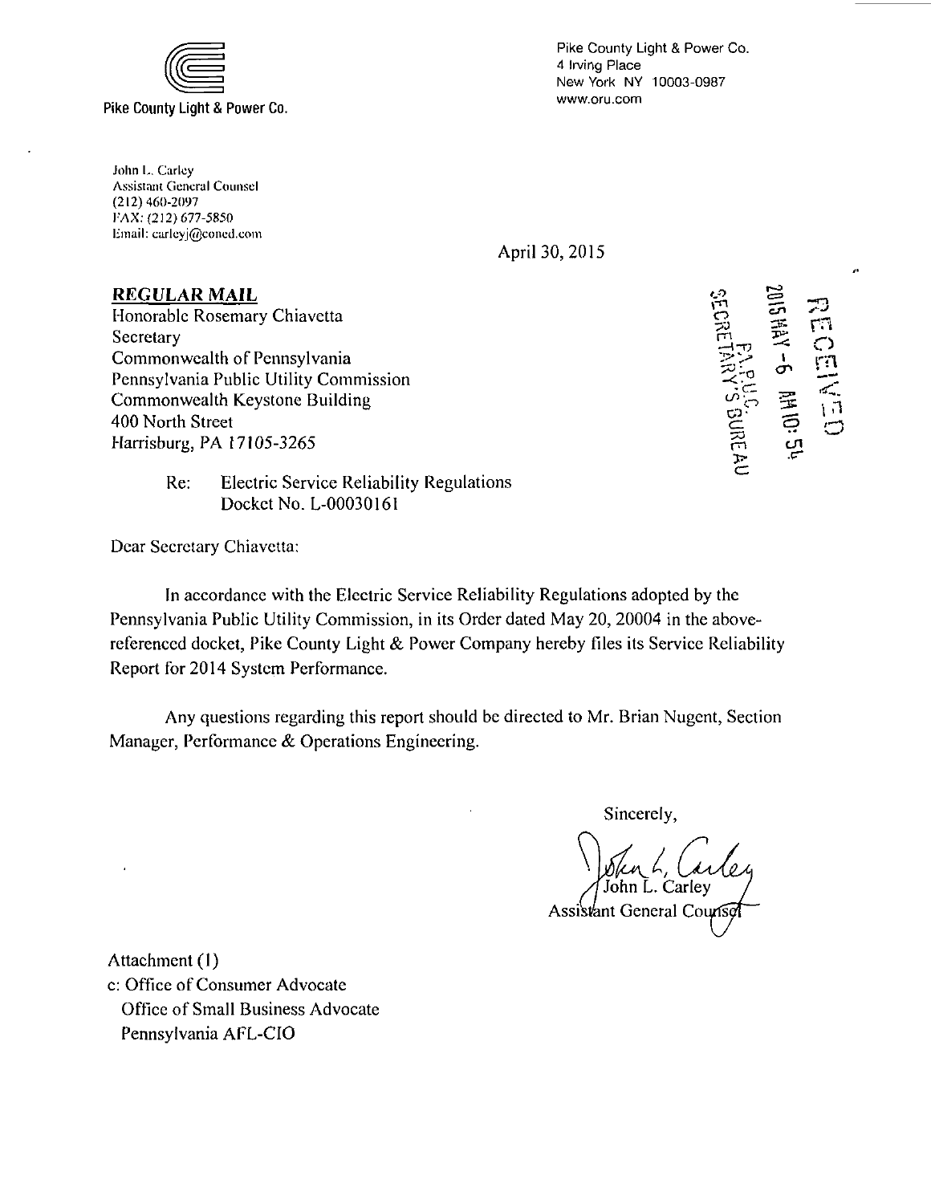Pike County Light & Power Co.

Pike County Light & Power Co.
4 Irving Place
New York NY 10003-0987
www.oru.com

John L. Carley
Assistant General Counsel
(212) 460-2097
FAX: (212) 677-5850
Email: carleyj@coned.com

April 30, 2015

RECEIVED
2015 MAY -6 AM 10: 54
PA.P.U.C.
SECRETARY'S BUREAU

**REGULAR MAIL**
Honorable Rosemary Chiavetta
Secretary
Commonwealth of Pennsylvania
Pennsylvania Public Utility Commission
Commonwealth Keystone Building
400 North Street
Harrisburg, PA 17105-3265

Re: Electric Service Reliability Regulations
Docket No. L-00030161

Dear Secretary Chiavetta:

In accordance with the Electric Service Reliability Regulations adopted by the Pennsylvania Public Utility Commission, in its Order dated May 20, 20004 in the above-referenced docket, Pike County Light & Power Company hereby files its Service Reliability Report for 2014 System Performance.

Any questions regarding this report should be directed to Mr. Brian Nugent, Section Manager, Performance & Operations Engineering.

Sincerely,

John L. Carley
Assistant General Counsel

Attachment (1)
c: Office of Consumer Advocate
Office of Small Business Advocate
Pennsylvania AFL-CIO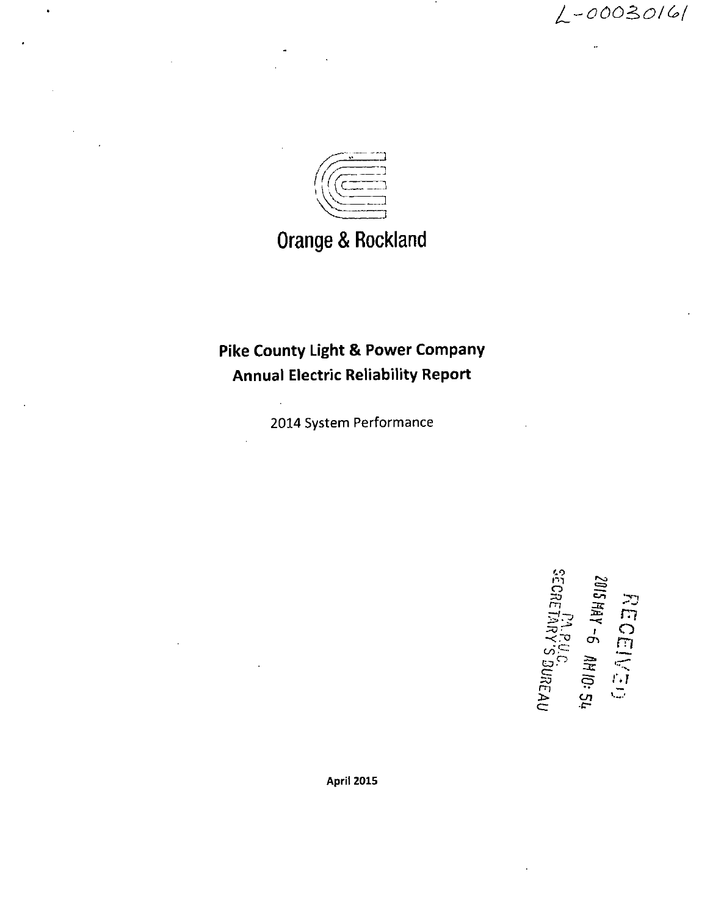L-00030161

Orange & Rockland

**Pike County Light & Power Company**
**Annual Electric Reliability Report**

2014 System Performance

RECEIVED
2015 MAY -6 AM 10:54
PA.P.U.C.
SECRETARY'S BUREAU

**April 2015**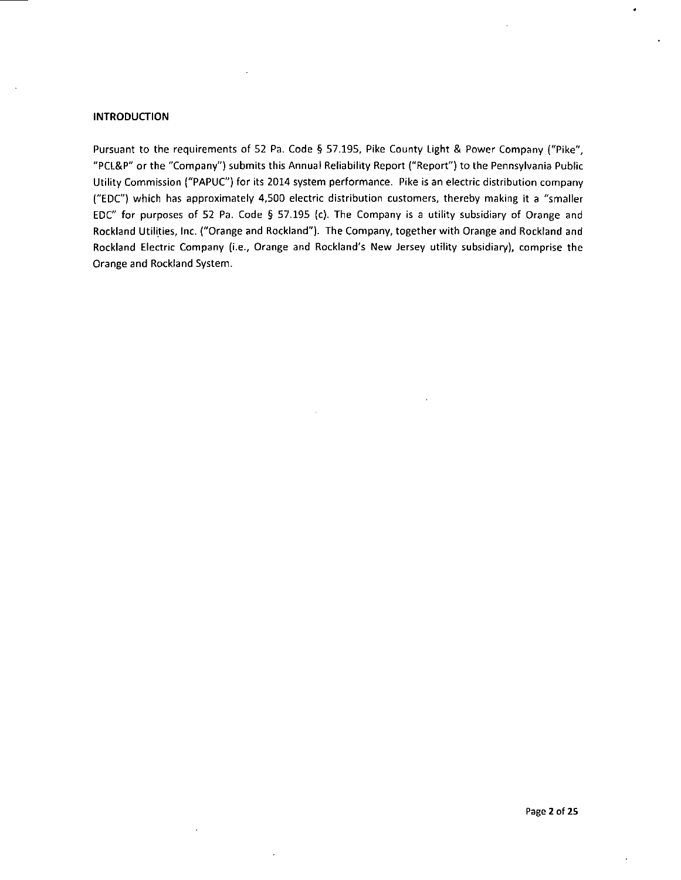## INTRODUCTION

Pursuant to the requirements of 52 Pa. Code § 57.195, Pike County Light & Power Company ("Pike", "PCL&P" or the "Company") submits this Annual Reliability Report ("Report") to the Pennsylvania Public Utility Commission ("PAPUC") for its 2014 system performance. Pike is an electric distribution company ("EDC") which has approximately 4,500 electric distribution customers, thereby making it a "smaller EDC" for purposes of 52 Pa. Code § 57.195 (c). The Company is a utility subsidiary of Orange and Rockland Utilities, Inc. ("Orange and Rockland"). The Company, together with Orange and Rockland and Rockland Electric Company (i.e., Orange and Rockland's New Jersey utility subsidiary), comprise the Orange and Rockland System.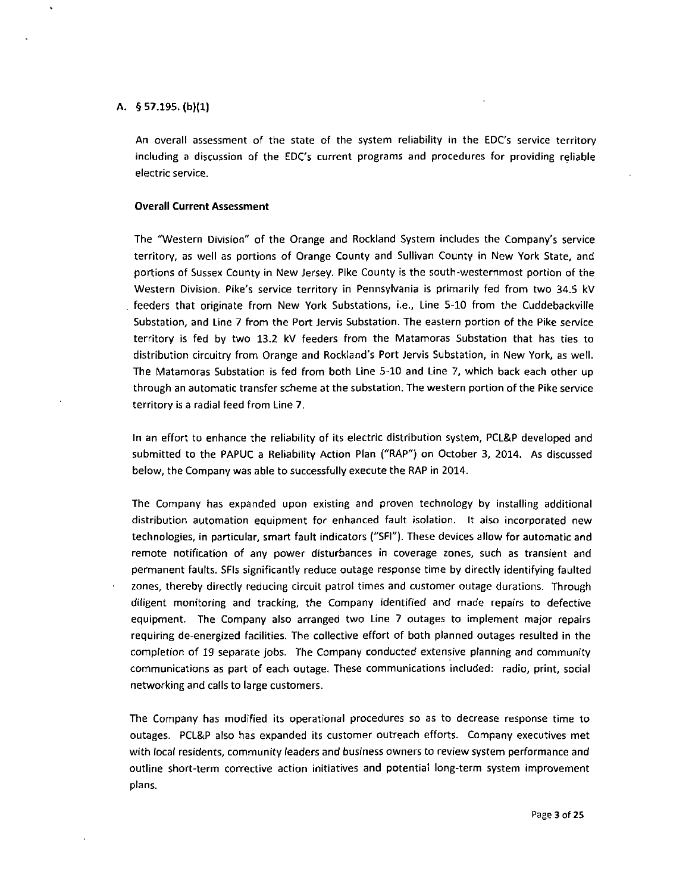## A. § 57.195. (b)(1)

An overall assessment of the state of the system reliability in the EDC's service territory including a discussion of the EDC's current programs and procedures for providing reliable electric service.

**Overall Current Assessment**

The "Western Division" of the Orange and Rockland System includes the Company's service territory, as well as portions of Orange County and Sullivan County in New York State, and portions of Sussex County in New Jersey. Pike County is the south-westernmost portion of the Western Division. Pike's service territory in Pennsylvania is primarily fed from two 34.5 kV feeders that originate from New York Substations, i.e., Line 5-10 from the Cuddebackville Substation, and Line 7 from the Port Jervis Substation. The eastern portion of the Pike service territory is fed by two 13.2 kV feeders from the Matamoras Substation that has ties to distribution circuitry from Orange and Rockland's Port Jervis Substation, in New York, as well. The Matamoras Substation is fed from both Line 5-10 and Line 7, which back each other up through an automatic transfer scheme at the substation. The western portion of the Pike service territory is a radial feed from Line 7.

In an effort to enhance the reliability of its electric distribution system, PCL&P developed and submitted to the PAPUC a Reliability Action Plan ("RAP") on October 3, 2014. As discussed below, the Company was able to successfully execute the RAP in 2014.

The Company has expanded upon existing and proven technology by installing additional distribution automation equipment for enhanced fault isolation. It also incorporated new technologies, in particular, smart fault indicators ("SFI"). These devices allow for automatic and remote notification of any power disturbances in coverage zones, such as transient and permanent faults. SFIs significantly reduce outage response time by directly identifying faulted zones, thereby directly reducing circuit patrol times and customer outage durations. Through diligent monitoring and tracking, the Company identified and made repairs to defective equipment. The Company also arranged two Line 7 outages to implement major repairs requiring de-energized facilities. The collective effort of both planned outages resulted in the completion of 19 separate jobs. The Company conducted extensive planning and community communications as part of each outage. These communications included: radio, print, social networking and calls to large customers.

The Company has modified its operational procedures so as to decrease response time to outages. PCL&P also has expanded its customer outreach efforts. Company executives met with local residents, community leaders and business owners to review system performance and outline short-term corrective action initiatives and potential long-term system improvement plans.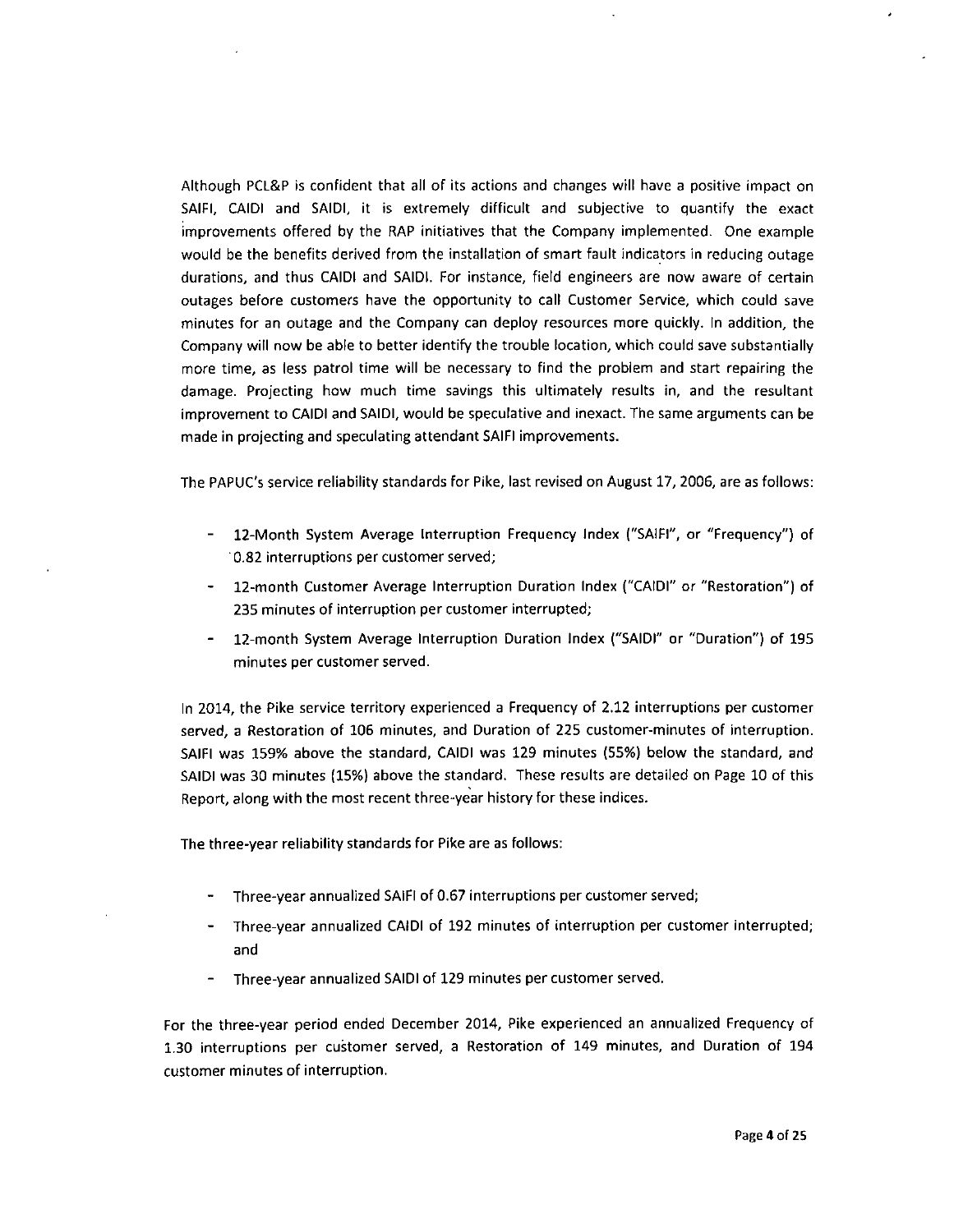Although PCL&P is confident that all of its actions and changes will have a positive impact on SAIFI, CAIDI and SAIDI, it is extremely difficult and subjective to quantify the exact improvements offered by the RAP initiatives that the Company implemented. One example would be the benefits derived from the installation of smart fault indicators in reducing outage durations, and thus CAIDI and SAIDI. For instance, field engineers are now aware of certain outages before customers have the opportunity to call Customer Service, which could save minutes for an outage and the Company can deploy resources more quickly. In addition, the Company will now be able to better identify the trouble location, which could save substantially more time, as less patrol time will be necessary to find the problem and start repairing the damage. Projecting how much time savings this ultimately results in, and the resultant improvement to CAIDI and SAIDI, would be speculative and inexact. The same arguments can be made in projecting and speculating attendant SAIFI improvements.

The PAPUC's service reliability standards for Pike, last revised on August 17, 2006, are as follows:

- 12-Month System Average Interruption Frequency Index ("SAIFI", or "Frequency") of 0.82 interruptions per customer served;
- 12-month Customer Average Interruption Duration Index ("CAIDI" or "Restoration") of 235 minutes of interruption per customer interrupted;
- 12-month System Average Interruption Duration Index ("SAIDI" or "Duration") of 195 minutes per customer served.

In 2014, the Pike service territory experienced a Frequency of 2.12 interruptions per customer served, a Restoration of 106 minutes, and Duration of 225 customer-minutes of interruption. SAIFI was 159% above the standard, CAIDI was 129 minutes (55%) below the standard, and SAIDI was 30 minutes (15%) above the standard. These results are detailed on Page 10 of this Report, along with the most recent three-year history for these indices.

The three-year reliability standards for Pike are as follows:

- Three-year annualized SAIFI of 0.67 interruptions per customer served;
- Three-year annualized CAIDI of 192 minutes of interruption per customer interrupted; and
- Three-year annualized SAIDI of 129 minutes per customer served.

For the three-year period ended December 2014, Pike experienced an annualized Frequency of 1.30 interruptions per customer served, a Restoration of 149 minutes, and Duration of 194 customer minutes of interruption.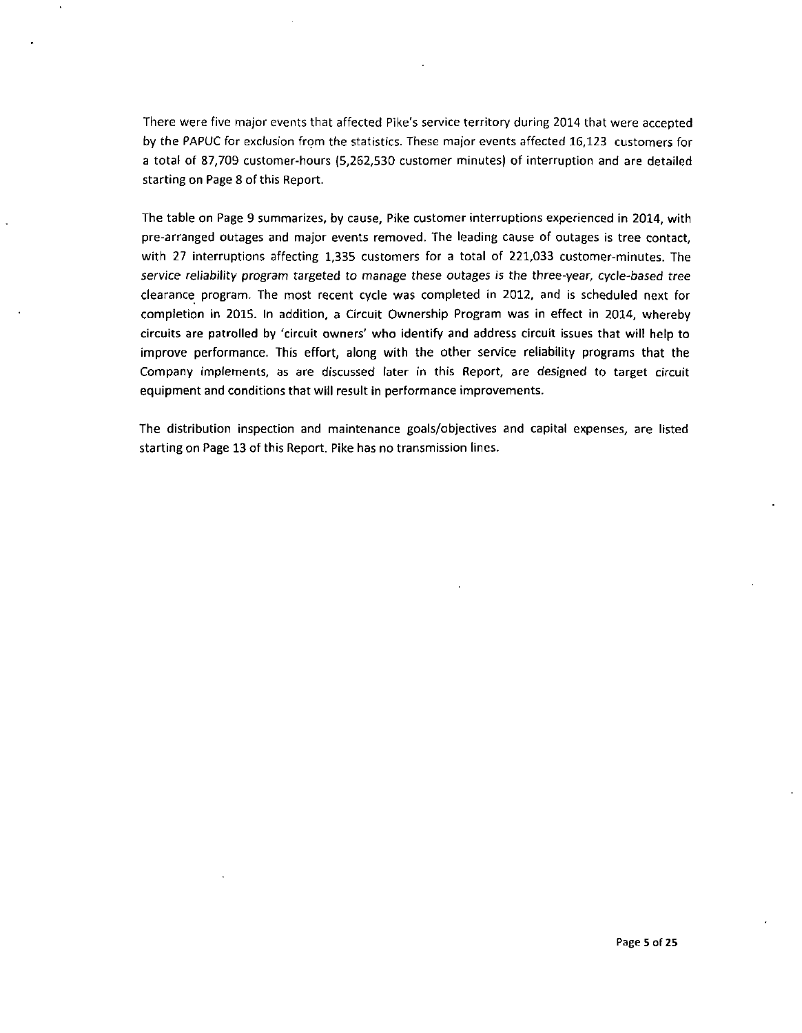There were five major events that affected Pike's service territory during 2014 that were accepted by the PAPUC for exclusion from the statistics. These major events affected 16,123 customers for a total of 87,709 customer-hours (5,262,530 customer minutes) of interruption and are detailed starting on Page 8 of this Report.

The table on Page 9 summarizes, by cause, Pike customer interruptions experienced in 2014, with pre-arranged outages and major events removed. The leading cause of outages is tree contact, with 27 interruptions affecting 1,335 customers for a total of 221,033 customer-minutes. The *service reliability program targeted to manage these outages is the three-year, cycle-based tree* clearance program. The most recent cycle was completed in 2012, and is scheduled next for completion in 2015. In addition, a Circuit Ownership Program was in effect in 2014, whereby circuits are patrolled by 'circuit owners' who identify and address circuit issues that will help to improve performance. This effort, along with the other service reliability programs that the Company implements, as are discussed later in this Report, are designed to target circuit equipment and conditions that will result in performance improvements.

The distribution inspection and maintenance goals/objectives and capital expenses, are listed starting on Page 13 of this Report. Pike has no transmission lines.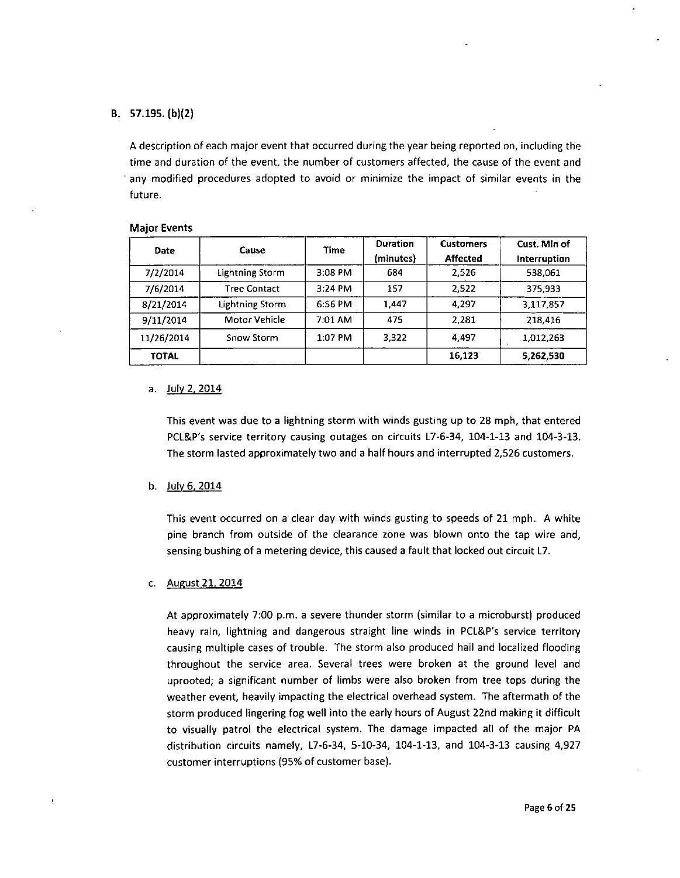## B. 57.195. (b)(2)

A description of each major event that occurred during the year being reported on, including the time and duration of the event, the number of customers affected, the cause of the event and any modified procedures adopted to avoid or minimize the impact of similar events in the future.

**Major Events**

| Date | Cause | Time | Duration (minutes) | Customers Affected | Cust. Min of Interruption |
|---|---|---|---|---|---|
| 7/2/2014 | Lightning Storm | 3:08 PM | 684 | 2,526 | 538,061 |
| 7/6/2014 | Tree Contact | 3:24 PM | 157 | 2,522 | 375,933 |
| 8/21/2014 | Lightning Storm | 6:56 PM | 1,447 | 4,297 | 3,117,857 |
| 9/11/2014 | Motor Vehicle | 7:01 AM | 475 | 2,281 | 218,416 |
| 11/26/2014 | Snow Storm | 1:07 PM | 3,322 | 4,497 | 1,012,263 |
| **TOTAL** | | | | **16,123** | **5,262,530** |

a. July 2, 2014

This event was due to a lightning storm with winds gusting up to 28 mph, that entered PCL&P's service territory causing outages on circuits L7-6-34, 104-1-13 and 104-3-13. The storm lasted approximately two and a half hours and interrupted 2,526 customers.

b. July 6, 2014

This event occurred on a clear day with winds gusting to speeds of 21 mph. A white pine branch from outside of the clearance zone was blown onto the tap wire and, sensing bushing of a metering device, this caused a fault that locked out circuit L7.

c. August 21, 2014

At approximately 7:00 p.m. a severe thunder storm (similar to a microburst) produced heavy rain, lightning and dangerous straight line winds in PCL&P's service territory causing multiple cases of trouble. The storm also produced hail and localized flooding throughout the service area. Several trees were broken at the ground level and uprooted; a significant number of limbs were also broken from tree tops during the weather event, heavily impacting the electrical overhead system. The aftermath of the storm produced lingering fog well into the early hours of August 22nd making it difficult to visually patrol the electrical system. The damage impacted all of the major PA distribution circuits namely, L7-6-34, 5-10-34, 104-1-13, and 104-3-13 causing 4,927 customer interruptions (95% of customer base).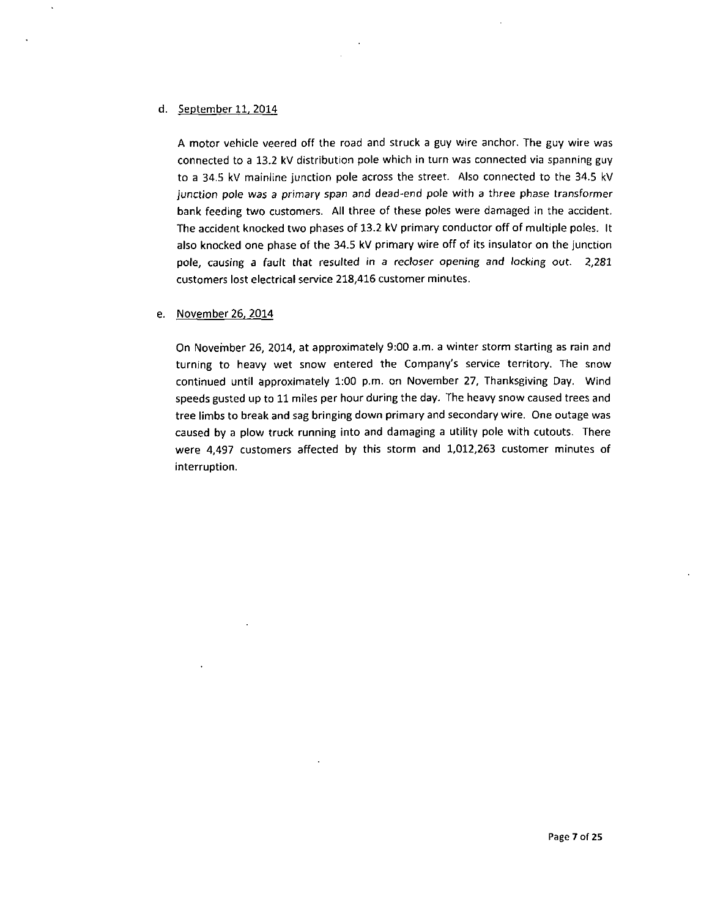d. <u>September 11, 2014</u>

A motor vehicle veered off the road and struck a guy wire anchor. The guy wire was connected to a 13.2 kV distribution pole which in turn was connected via spanning guy to a 34.5 kV mainline junction pole across the street. Also connected to the 34.5 kV junction pole was a primary span and dead-end pole with a three phase transformer bank feeding two customers. All three of these poles were damaged in the accident. The accident knocked two phases of 13.2 kV primary conductor off of multiple poles. It also knocked one phase of the 34.5 kV primary wire off of its insulator on the junction pole, causing a fault that resulted in a recloser opening and locking out. 2,281 customers lost electrical service 218,416 customer minutes.

e. <u>November 26, 2014</u>

On November 26, 2014, at approximately 9:00 a.m. a winter storm starting as rain and turning to heavy wet snow entered the Company's service territory. The snow continued until approximately 1:00 p.m. on November 27, Thanksgiving Day. Wind speeds gusted up to 11 miles per hour during the day. The heavy snow caused trees and tree limbs to break and sag bringing down primary and secondary wire. One outage was caused by a plow truck running into and damaging a utility pole with cutouts. There were 4,497 customers affected by this storm and 1,012,263 customer minutes of interruption.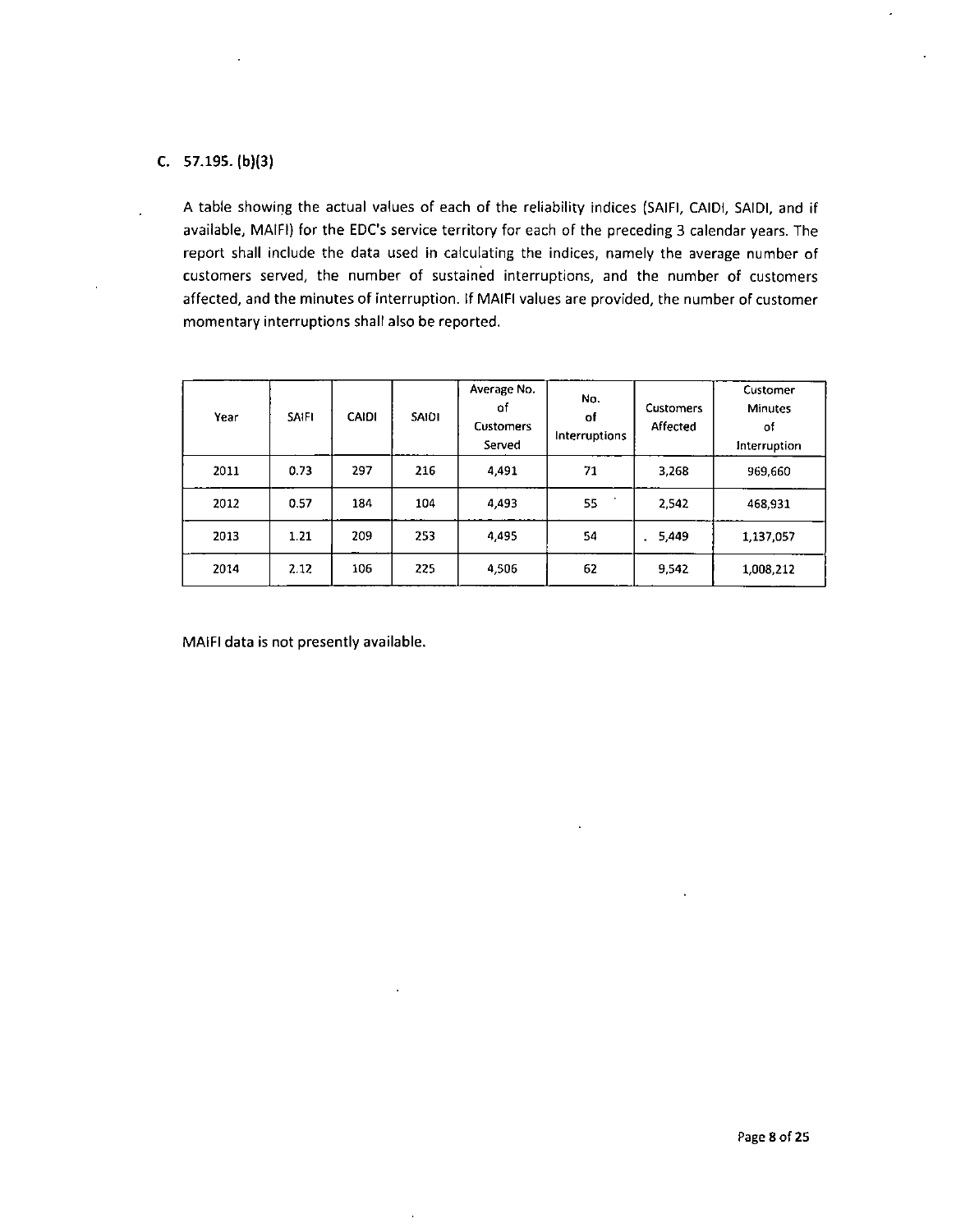## C. 57.195. (b)(3)

A table showing the actual values of each of the reliability indices (SAIFI, CAIDI, SAIDI, and if available, MAIFI) for the EDC's service territory for each of the preceding 3 calendar years. The report shall include the data used in calculating the indices, namely the average number of customers served, the number of sustained interruptions, and the number of customers affected, and the minutes of interruption. If MAIFI values are provided, the number of customer momentary interruptions shall also be reported.

| Year | SAIFI | CAIDI | SAIDI | Average No. of Customers Served | No. of Interruptions | Customers Affected | Customer Minutes of Interruption |
|---|---|---|---|---|---|---|---|
| 2011 | 0.73 | 297 | 216 | 4,491 | 71 | 3,268 | 969,660 |
| 2012 | 0.57 | 184 | 104 | 4,493 | 55 | 2,542 | 468,931 |
| 2013 | 1.21 | 209 | 253 | 4,495 | 54 | 5,449 | 1,137,057 |
| 2014 | 2.12 | 106 | 225 | 4,506 | 62 | 9,542 | 1,008,212 |

MAIFI data is not presently available.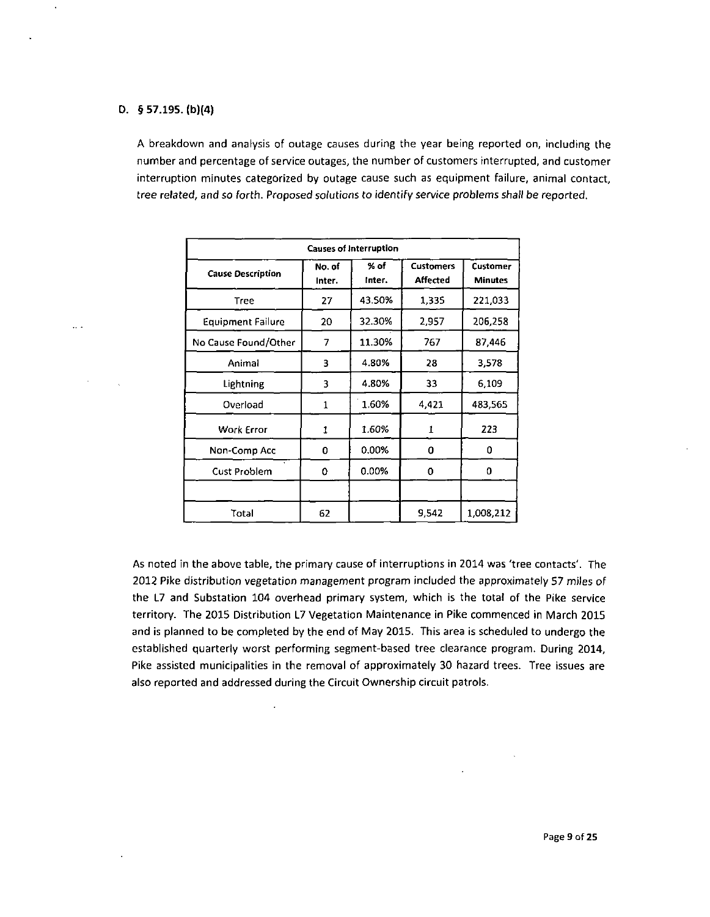## D. § 57.195. (b)(4)

A breakdown and analysis of outage causes during the year being reported on, including the number and percentage of service outages, the number of customers interrupted, and customer interruption minutes categorized by outage cause such as equipment failure, animal contact, *tree related, and so forth. Proposed solutions to identify service problems shall be reported.*

| Causes of Interruption | | | | |
|---|---|---|---|---|
| **Cause Description** | **No. of Inter.** | **% of Inter.** | **Customers Affected** | **Customer Minutes** |
| Tree | 27 | 43.50% | 1,335 | 221,033 |
| Equipment Failure | 20 | 32.30% | 2,957 | 206,258 |
| No Cause Found/Other | 7 | 11.30% | 767 | 87,446 |
| Animal | 3 | 4.80% | 28 | 3,578 |
| Lightning | 3 | 4.80% | 33 | 6,109 |
| Overload | 1 | 1.60% | 4,421 | 483,565 |
| Work Error | 1 | 1.60% | 1 | 223 |
| Non-Comp Acc | 0 | 0.00% | 0 | 0 |
| Cust Problem | 0 | 0.00% | 0 | 0 |
| | | | | |
| Total | 62 | | 9,542 | 1,008,212 |

As noted in the above table, the primary cause of interruptions in 2014 was 'tree contacts'. The 2012 Pike distribution vegetation management program included the approximately 57 miles of the L7 and Substation 104 overhead primary system, which is the total of the Pike service territory. The 2015 Distribution L7 Vegetation Maintenance in Pike commenced in March 2015 and is planned to be completed by the end of May 2015. This area is scheduled to undergo the established quarterly worst performing segment-based tree clearance program. During 2014, Pike assisted municipalities in the removal of approximately 30 hazard trees. Tree issues are also reported and addressed during the Circuit Ownership circuit patrols.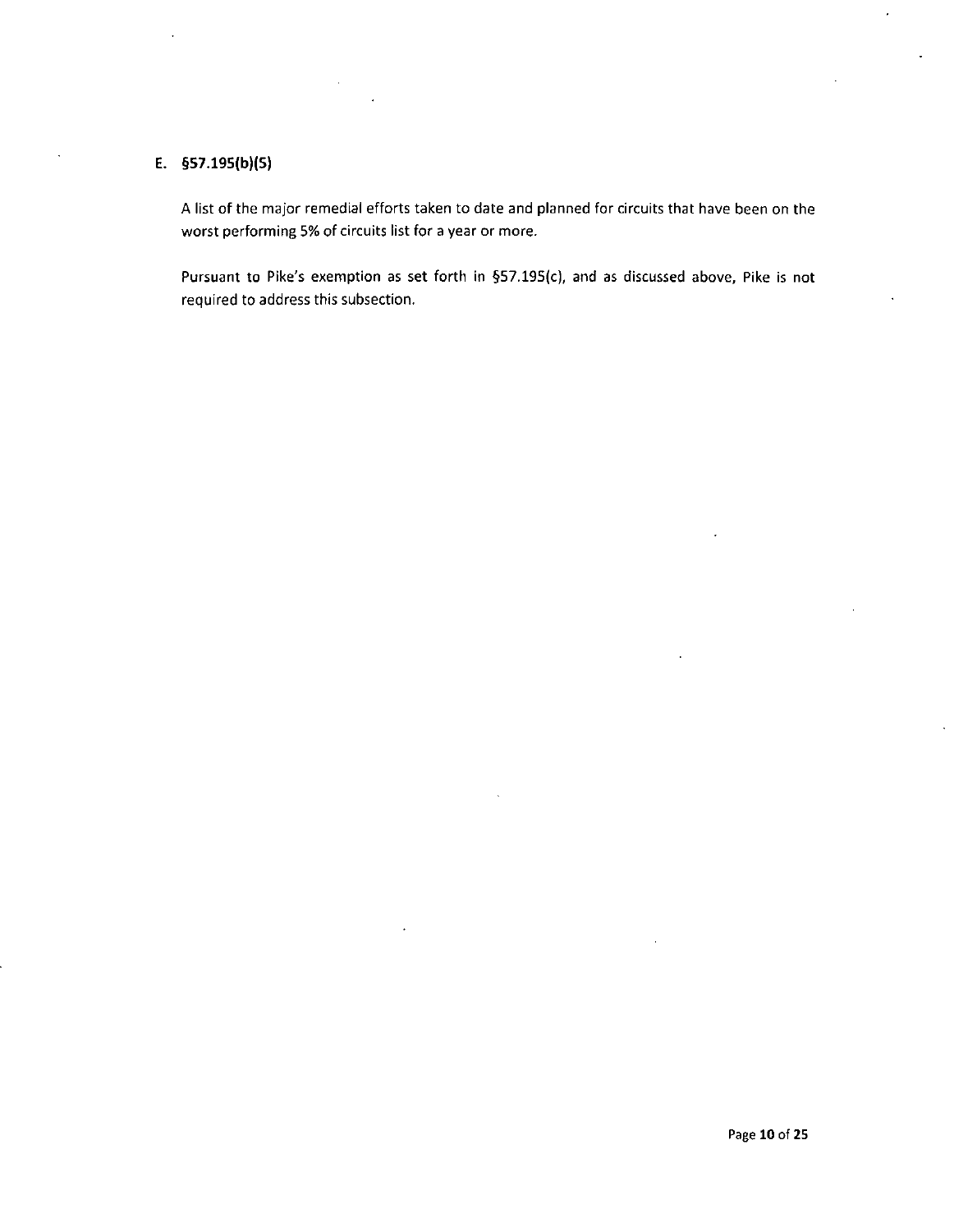## E. §57.195(b)(5)

A list of the major remedial efforts taken to date and planned for circuits that have been on the worst performing 5% of circuits list for a year or more.

Pursuant to Pike's exemption as set forth in §57.195(c), and as discussed above, Pike is not required to address this subsection.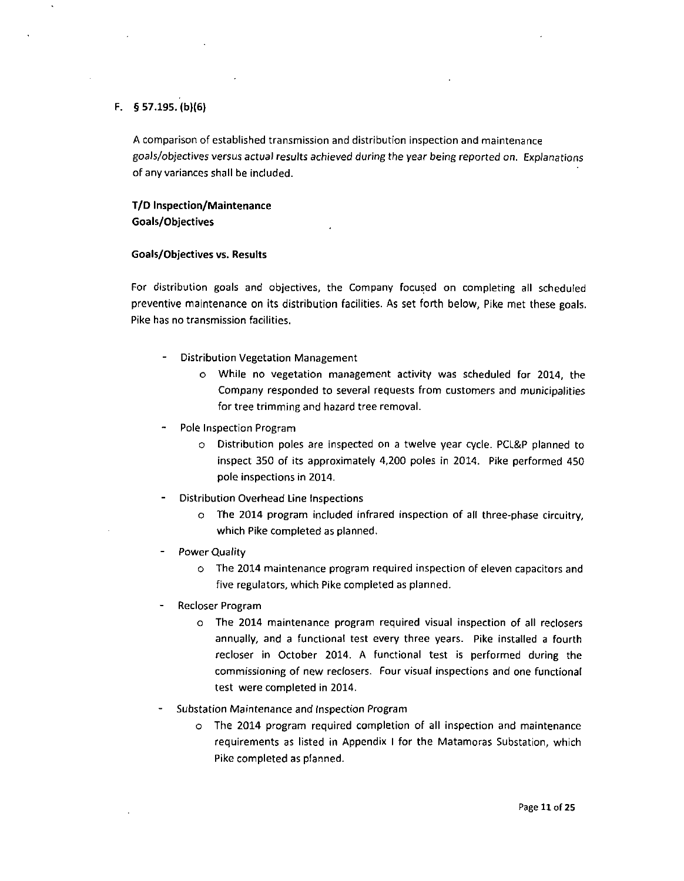## F. § 57.195. (b)(6)

A comparison of established transmission and distribution inspection and maintenance *goals/objectives versus actual results achieved during the year being reported on. Explanations* of any variances shall be included.

**T/D Inspection/Maintenance**
**Goals/Objectives**

**Goals/Objectives vs. Results**

For distribution goals and objectives, the Company focused on completing all scheduled preventive maintenance on its distribution facilities. As set forth below, Pike met these goals. Pike has no transmission facilities.

- Distribution Vegetation Management
  - While no vegetation management activity was scheduled for 2014, the Company responded to several requests from customers and municipalities for tree trimming and hazard tree removal.
- Pole Inspection Program
  - Distribution poles are inspected on a twelve year cycle. PCL&P planned to inspect 350 of its approximately 4,200 poles in 2014. Pike performed 450 pole inspections in 2014.
- Distribution Overhead Line Inspections
  - The 2014 program included infrared inspection of all three-phase circuitry, which Pike completed as planned.
- Power Quality
  - The 2014 maintenance program required inspection of eleven capacitors and five regulators, which Pike completed as planned.
- Recloser Program
  - The 2014 maintenance program required visual inspection of all reclosers annually, and a functional test every three years. Pike installed a fourth recloser in October 2014. A functional test is performed during the commissioning of new reclosers. Four visual inspections and one functional test were completed in 2014.
- Substation Maintenance and Inspection Program
  - The 2014 program required completion of all inspection and maintenance requirements as listed in Appendix I for the Matamoras Substation, which Pike completed as planned.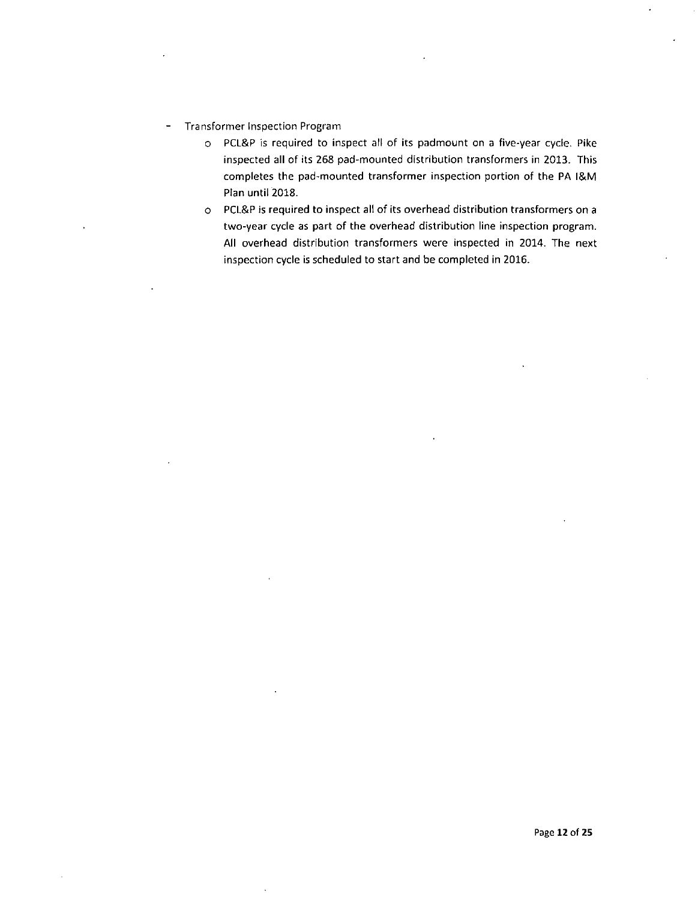- Transformer Inspection Program
  - PCL&P is required to inspect all of its padmount on a five-year cycle. Pike inspected all of its 268 pad-mounted distribution transformers in 2013. This completes the pad-mounted transformer inspection portion of the PA I&M Plan until 2018.
  - PCL&P is required to inspect all of its overhead distribution transformers on a two-year cycle as part of the overhead distribution line inspection program. All overhead distribution transformers were inspected in 2014. The next inspection cycle is scheduled to start and be completed in 2016.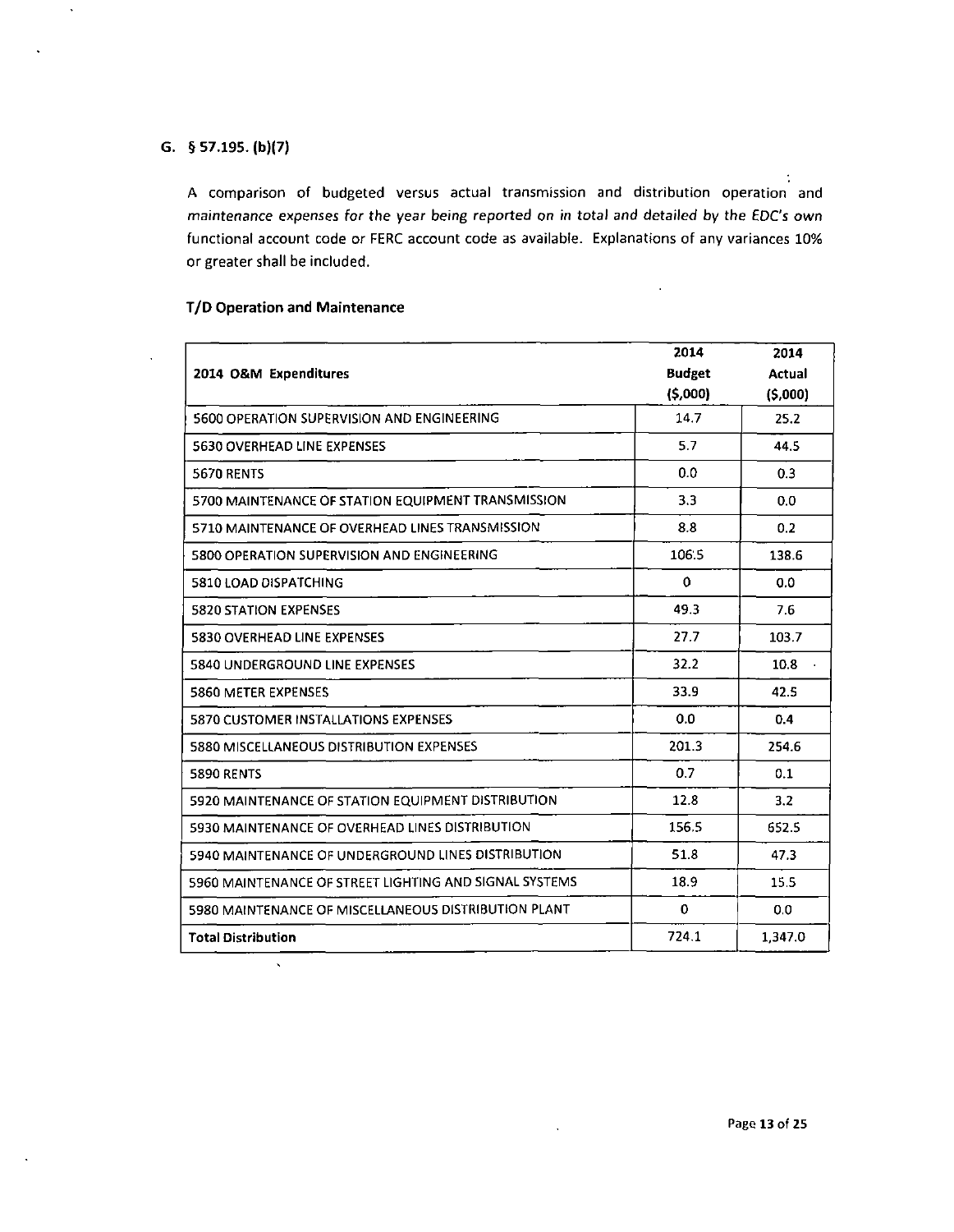## G. § 57.195. (b)(7)

A comparison of budgeted versus actual transmission and distribution operation and maintenance expenses for the year being reported on in total and detailed by the EDC's own functional account code or FERC account code as available. Explanations of any variances 10% or greater shall be included.

### T/D Operation and Maintenance

| 2014 O&M Expenditures | 2014 Budget ($,000) | 2014 Actual ($,000) |
|---|---|---|
| 5600 OPERATION SUPERVISION AND ENGINEERING | 14.7 | 25.2 |
| 5630 OVERHEAD LINE EXPENSES | 5.7 | 44.5 |
| 5670 RENTS | 0.0 | 0.3 |
| 5700 MAINTENANCE OF STATION EQUIPMENT TRANSMISSION | 3.3 | 0.0 |
| 5710 MAINTENANCE OF OVERHEAD LINES TRANSMISSION | 8.8 | 0.2 |
| 5800 OPERATION SUPERVISION AND ENGINEERING | 106.5 | 138.6 |
| 5810 LOAD DISPATCHING | 0 | 0.0 |
| 5820 STATION EXPENSES | 49.3 | 7.6 |
| 5830 OVERHEAD LINE EXPENSES | 27.7 | 103.7 |
| 5840 UNDERGROUND LINE EXPENSES | 32.2 | 10.8 |
| 5860 METER EXPENSES | 33.9 | 42.5 |
| 5870 CUSTOMER INSTALLATIONS EXPENSES | 0.0 | 0.4 |
| 5880 MISCELLANEOUS DISTRIBUTION EXPENSES | 201.3 | 254.6 |
| 5890 RENTS | 0.7 | 0.1 |
| 5920 MAINTENANCE OF STATION EQUIPMENT DISTRIBUTION | 12.8 | 3.2 |
| 5930 MAINTENANCE OF OVERHEAD LINES DISTRIBUTION | 156.5 | 652.5 |
| 5940 MAINTENANCE OF UNDERGROUND LINES DISTRIBUTION | 51.8 | 47.3 |
| 5960 MAINTENANCE OF STREET LIGHTING AND SIGNAL SYSTEMS | 18.9 | 15.5 |
| 5980 MAINTENANCE OF MISCELLANEOUS DISTRIBUTION PLANT | 0 | 0.0 |
| **Total Distribution** | 724.1 | 1,347.0 |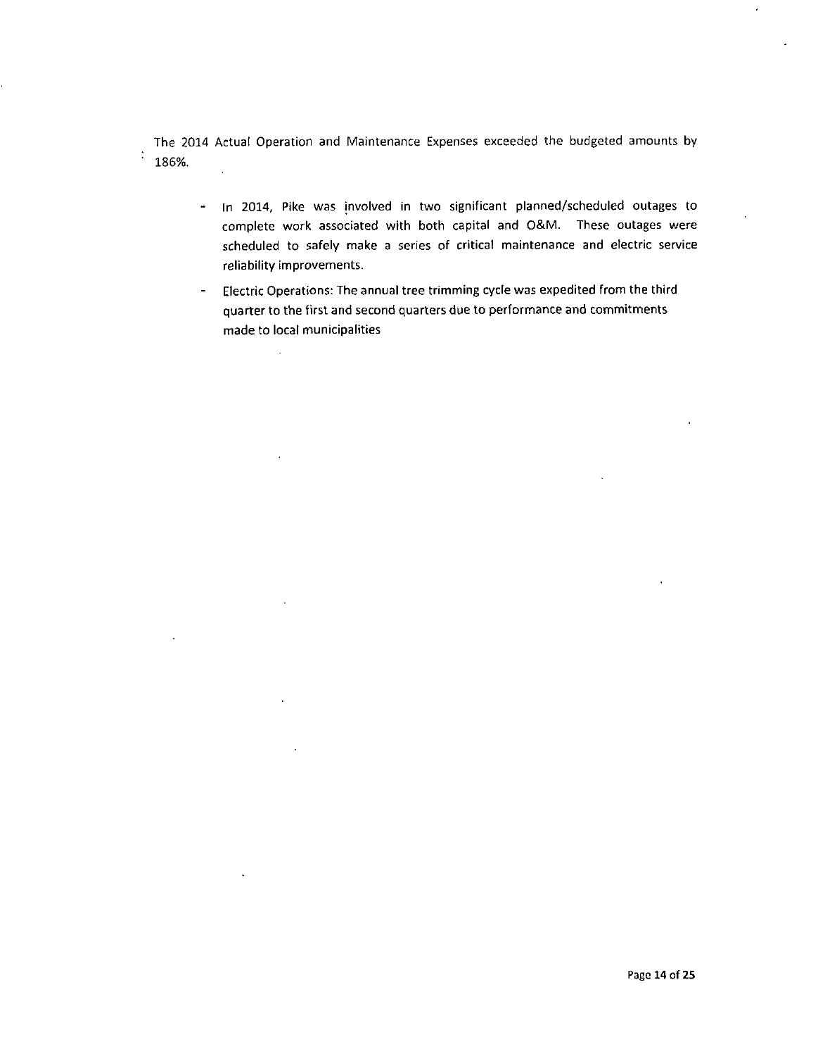The 2014 Actual Operation and Maintenance Expenses exceeded the budgeted amounts by 186%.

- In 2014, Pike was involved in two significant planned/scheduled outages to complete work associated with both capital and O&M. These outages were scheduled to safely make a series of critical maintenance and electric service reliability improvements.
- Electric Operations: The annual tree trimming cycle was expedited from the third quarter to the first and second quarters due to performance and commitments made to local municipalities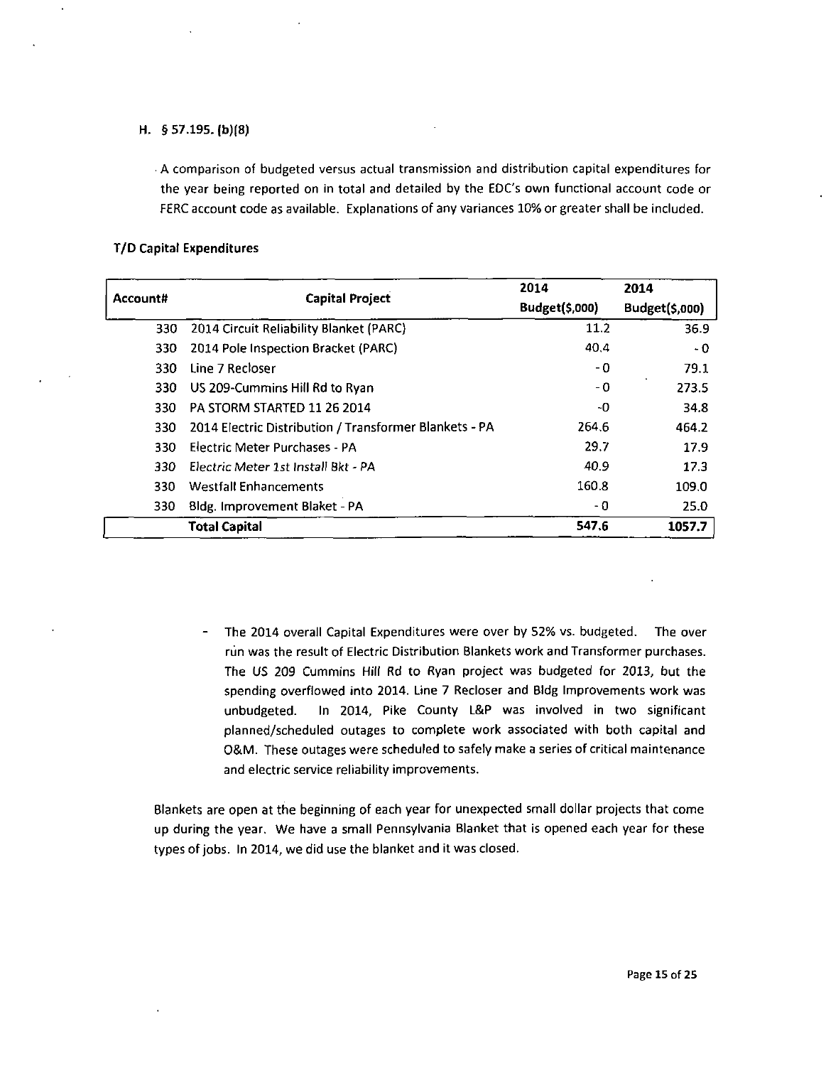H. § 57.195. (b)(8)

A comparison of budgeted versus actual transmission and distribution capital expenditures for the year being reported on in total and detailed by the EDC's own functional account code or FERC account code as available. Explanations of any variances 10% or greater shall be included.

**T/D Capital Expenditures**

| Account# | Capital Project | 2014 Budget($,000) | 2014 Budget($,000) |
|---|---|---|---|
| 330 | 2014 Circuit Reliability Blanket (PARC) | 11.2 | 36.9 |
| 330 | 2014 Pole Inspection Bracket (PARC) | 40.4 | - 0 |
| 330 | Line 7 Recloser | - 0 | 79.1 |
| 330 | US 209-Cummins Hill Rd to Ryan | - 0 | 273.5 |
| 330 | PA STORM STARTED 11 26 2014 | -0 | 34.8 |
| 330 | 2014 Electric Distribution / Transformer Blankets - PA | 264.6 | 464.2 |
| 330 | Electric Meter Purchases - PA | 29.7 | 17.9 |
| 330 | Electric Meter 1st Install Bkt - PA | 40.9 | 17.3 |
| 330 | Westfall Enhancements | 160.8 | 109.0 |
| 330 | Bldg. Improvement Blaket - PA | - 0 | 25.0 |
| | **Total Capital** | **547.6** | **1057.7** |

- The 2014 overall Capital Expenditures were over by 52% vs. budgeted. The over run was the result of Electric Distribution Blankets work and Transformer purchases. The US 209 Cummins Hill Rd to Ryan project was budgeted for 2013, but the spending overflowed into 2014. Line 7 Recloser and Bldg Improvements work was unbudgeted. In 2014, Pike County L&P was involved in two significant planned/scheduled outages to complete work associated with both capital and O&M. These outages were scheduled to safely make a series of critical maintenance and electric service reliability improvements.

Blankets are open at the beginning of each year for unexpected small dollar projects that come up during the year. We have a small Pennsylvania Blanket that is opened each year for these types of jobs. In 2014, we did use the blanket and it was closed.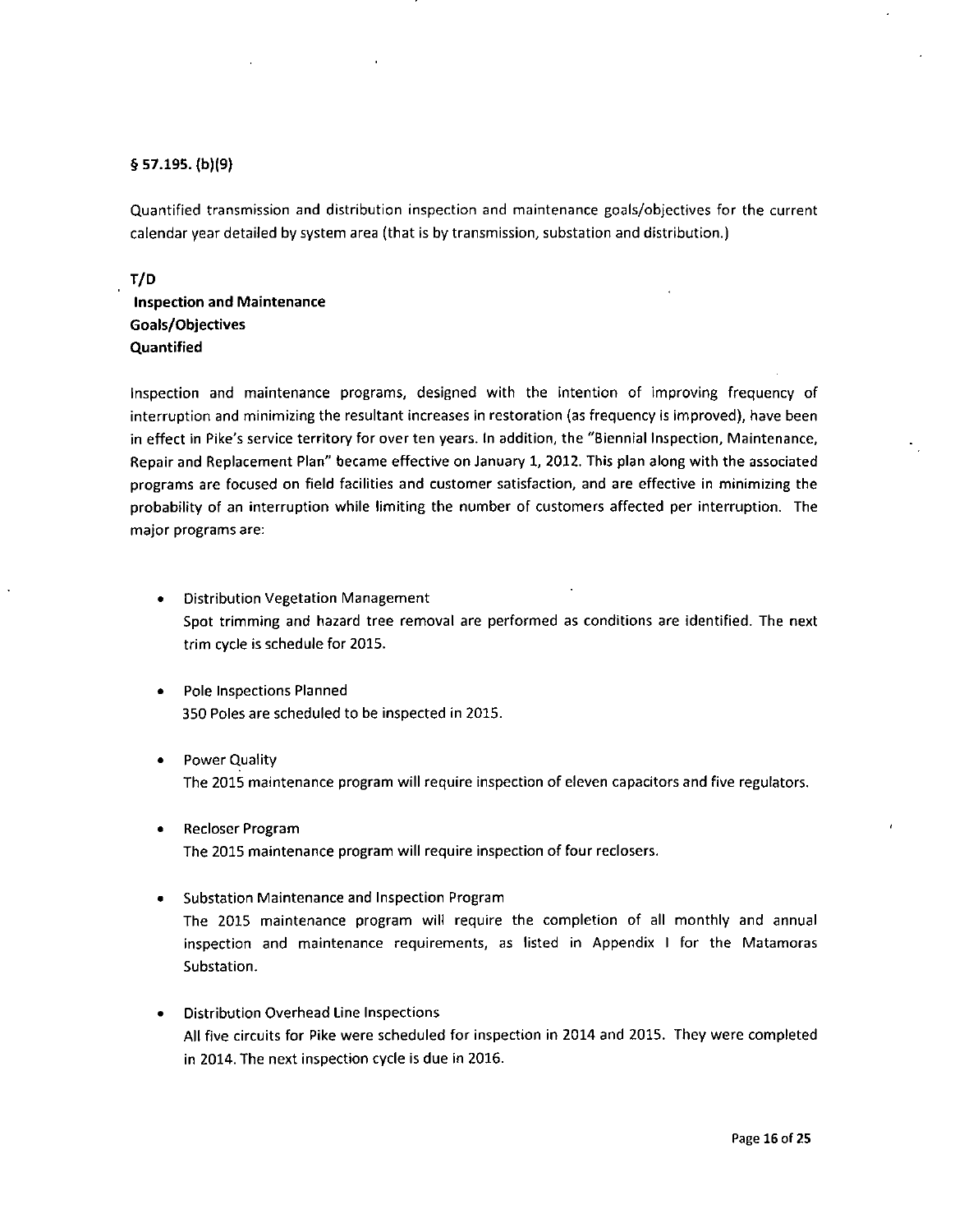**§ 57.195. (b)(9)**

Quantified transmission and distribution inspection and maintenance goals/objectives for the current calendar year detailed by system area (that is by transmission, substation and distribution.)

**T/D**
**Inspection and Maintenance**
**Goals/Objectives**
**Quantified**

Inspection and maintenance programs, designed with the intention of improving frequency of interruption and minimizing the resultant increases in restoration (as frequency is improved), have been in effect in Pike's service territory for over ten years. In addition, the "Biennial Inspection, Maintenance, Repair and Replacement Plan" became effective on January 1, 2012. This plan along with the associated programs are focused on field facilities and customer satisfaction, and are effective in minimizing the probability of an interruption while limiting the number of customers affected per interruption. The major programs are:

- Distribution Vegetation Management
  Spot trimming and hazard tree removal are performed as conditions are identified. The next trim cycle is schedule for 2015.

- Pole Inspections Planned
  350 Poles are scheduled to be inspected in 2015.

- Power Quality
  The 2015 maintenance program will require inspection of eleven capacitors and five regulators.

- Recloser Program
  The 2015 maintenance program will require inspection of four reclosers.

- Substation Maintenance and Inspection Program
  The 2015 maintenance program will require the completion of all monthly and annual inspection and maintenance requirements, as listed in Appendix I for the Matamoras Substation.

- Distribution Overhead Line Inspections
  All five circuits for Pike were scheduled for inspection in 2014 and 2015. They were completed in 2014. The next inspection cycle is due in 2016.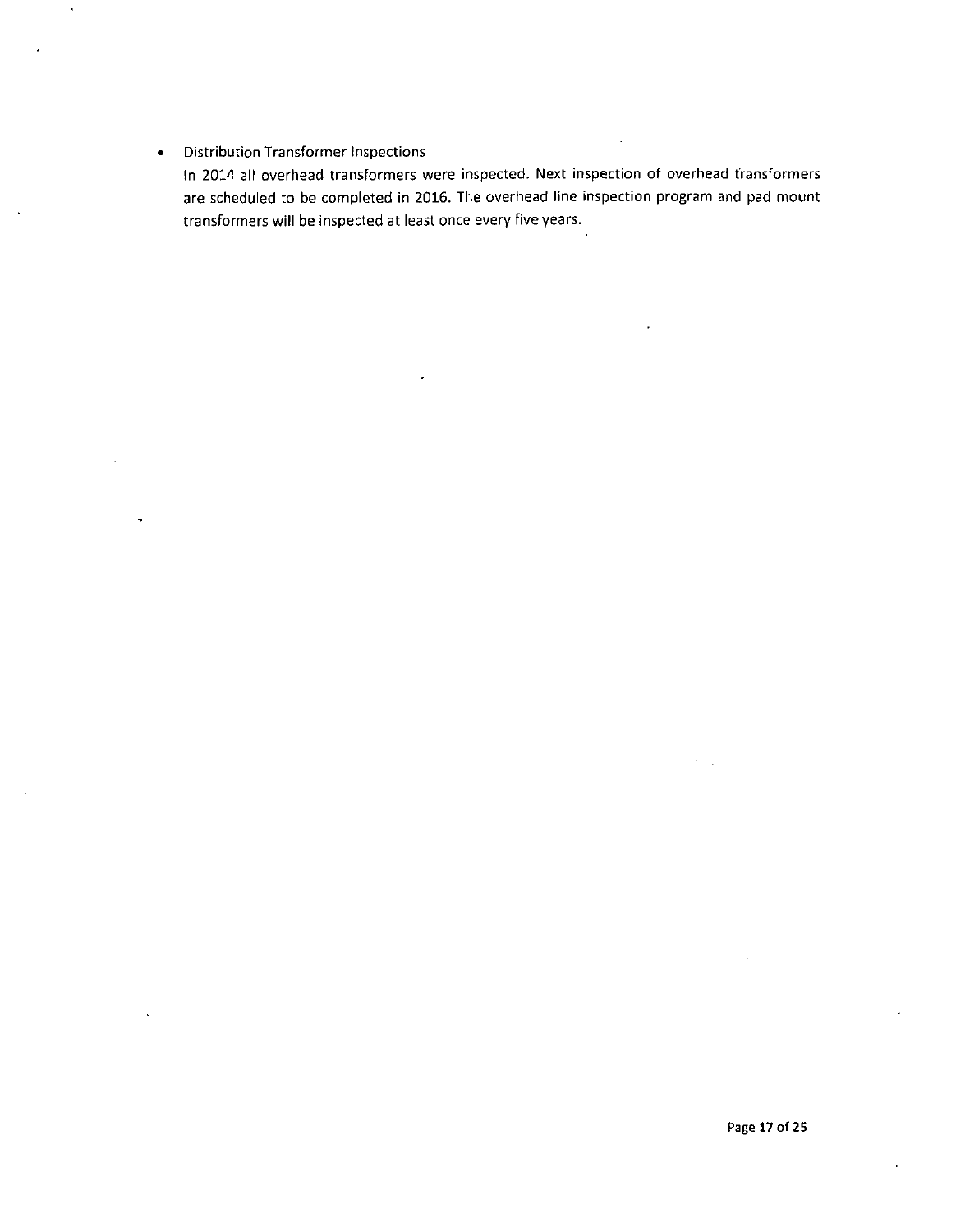- Distribution Transformer Inspections

  In 2014 all overhead transformers were inspected. Next inspection of overhead transformers are scheduled to be completed in 2016. The overhead line inspection program and pad mount transformers will be inspected at least once every five years.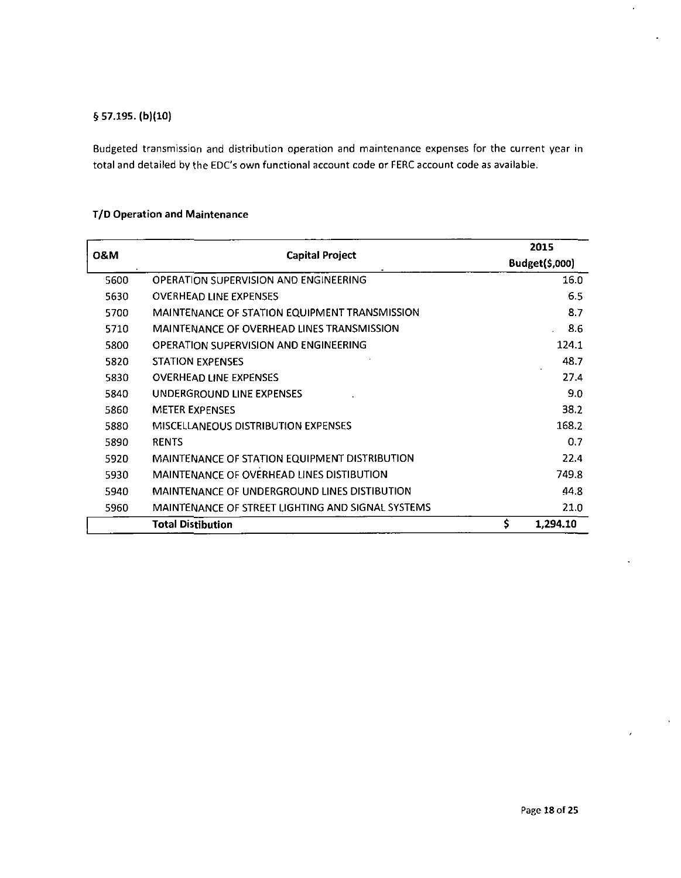**§ 57.195. (b)(10)**

Budgeted transmission and distribution operation and maintenance expenses for the current year in total and detailed by the EDC's own functional account code or FERC account code as available.

**T/D Operation and Maintenance**

| O&M | Capital Project | 2015 Budget($,000) |
|---|---|---|
| 5600 | OPERATION SUPERVISION AND ENGINEERING | 16.0 |
| 5630 | OVERHEAD LINE EXPENSES | 6.5 |
| 5700 | MAINTENANCE OF STATION EQUIPMENT TRANSMISSION | 8.7 |
| 5710 | MAINTENANCE OF OVERHEAD LINES TRANSMISSION | 8.6 |
| 5800 | OPERATION SUPERVISION AND ENGINEERING | 124.1 |
| 5820 | STATION EXPENSES | 48.7 |
| 5830 | OVERHEAD LINE EXPENSES | 27.4 |
| 5840 | UNDERGROUND LINE EXPENSES | 9.0 |
| 5860 | METER EXPENSES | 38.2 |
| 5880 | MISCELLANEOUS DISTRIBUTION EXPENSES | 168.2 |
| 5890 | RENTS | 0.7 |
| 5920 | MAINTENANCE OF STATION EQUIPMENT DISTRIBUTION | 22.4 |
| 5930 | MAINTENANCE OF OVERHEAD LINES DISTIBUTION | 749.8 |
| 5940 | MAINTENANCE OF UNDERGROUND LINES DISTIBUTION | 44.8 |
| 5960 | MAINTENANCE OF STREET LIGHTING AND SIGNAL SYSTEMS | 21.0 |
| | **Total Distibution** | **$ 1,294.10** |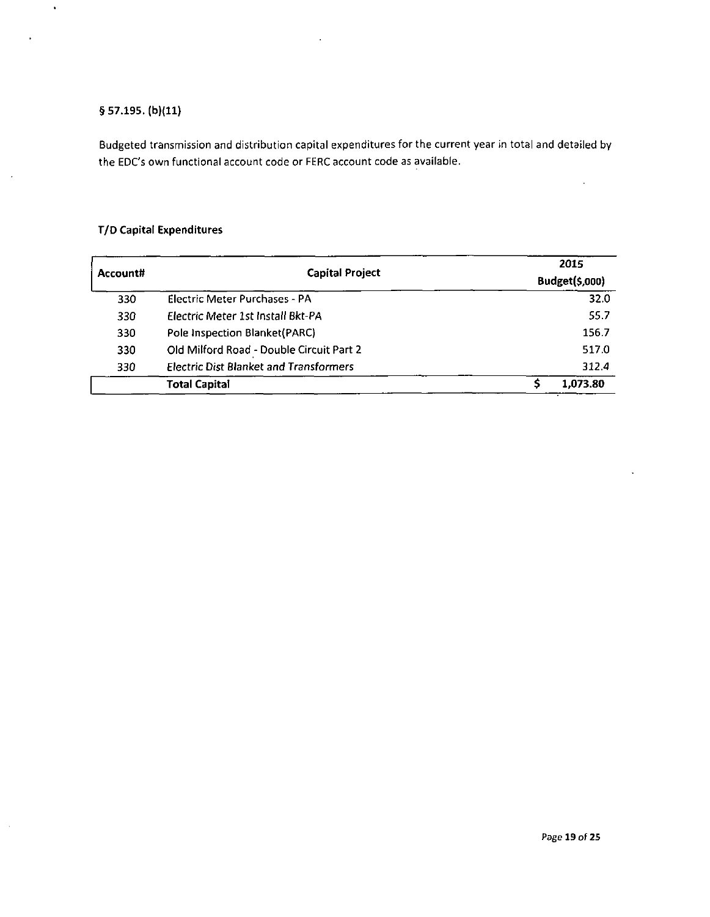**§ 57.195. (b)(11)**

Budgeted transmission and distribution capital expenditures for the current year in total and detailed by the EDC's own functional account code or FERC account code as available.

**T/D Capital Expenditures**

| Account# | Capital Project | 2015 Budget($,000) |
|---|---|---|
| 330 | Electric Meter Purchases - PA | 32.0 |
| 330 | *Electric Meter 1st Install Bkt-PA* | 55.7 |
| 330 | Pole Inspection Blanket(PARC) | 156.7 |
| 330 | Old Milford Road - Double Circuit Part 2 | 517.0 |
| 330 | *Electric Dist Blanket and Transformers* | 312.4 |
| | **Total Capital** | **$ 1,073.80** |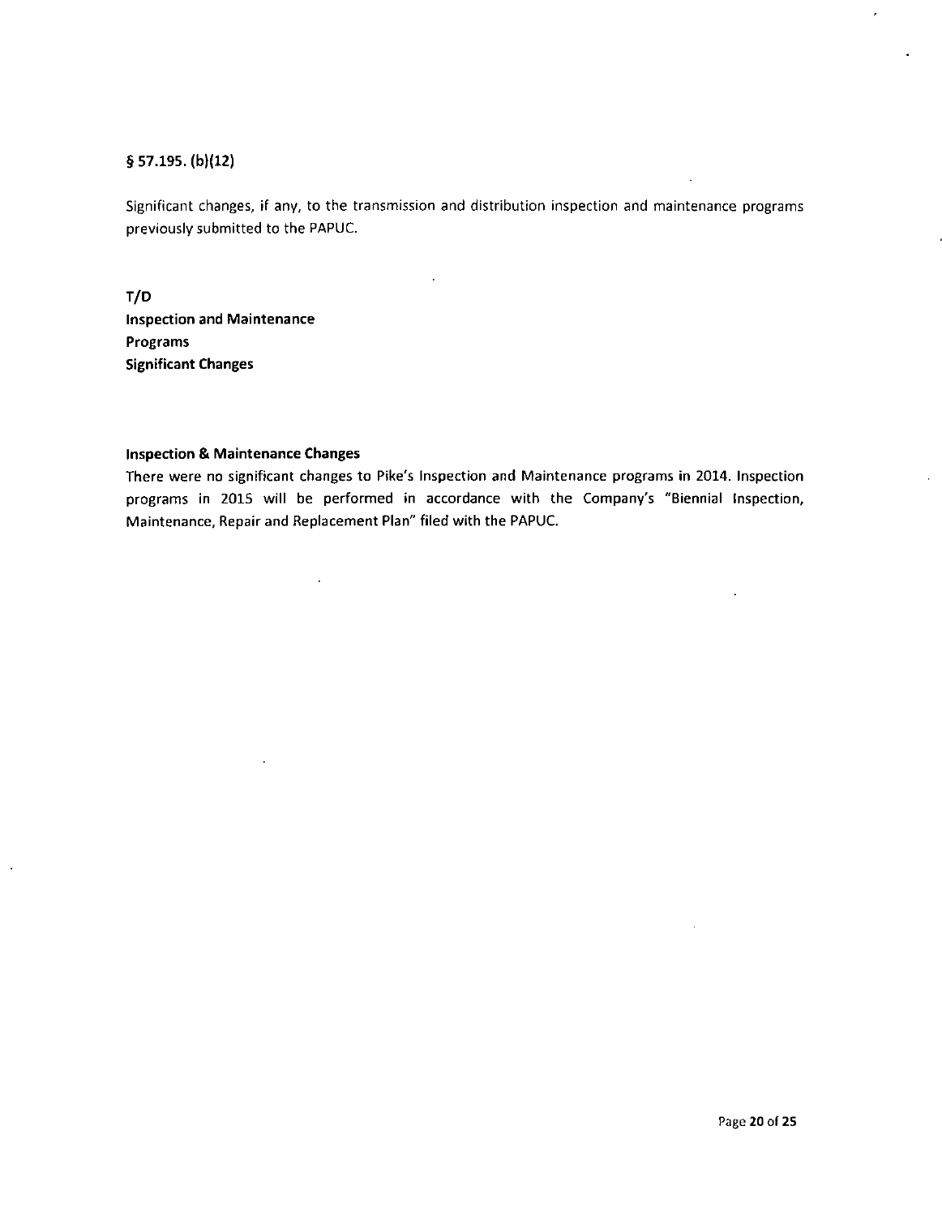§ 57.195. (b)(12)

Significant changes, if any, to the transmission and distribution inspection and maintenance programs previously submitted to the PAPUC.

**T/D**
**Inspection and Maintenance**
**Programs**
**Significant Changes**

**Inspection & Maintenance Changes**

There were no significant changes to Pike's Inspection and Maintenance programs in 2014. Inspection programs in 2015 will be performed in accordance with the Company's "Biennial Inspection, Maintenance, Repair and Replacement Plan" filed with the PAPUC.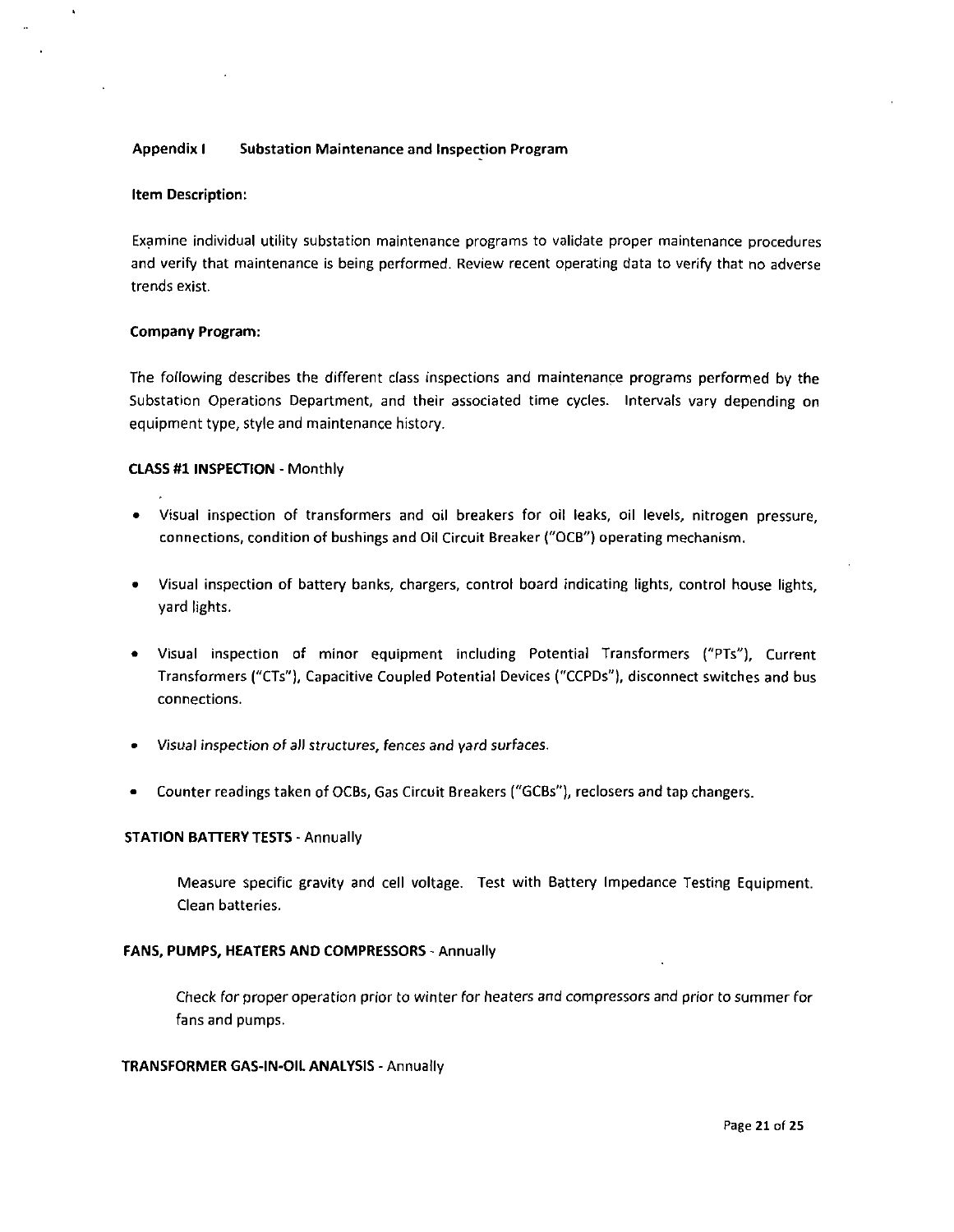**Appendix I Substation Maintenance and Inspection Program**

**Item Description:**

Examine individual utility substation maintenance programs to validate proper maintenance procedures and verify that maintenance is being performed. Review recent operating data to verify that no adverse trends exist.

**Company Program:**

The following describes the different class inspections and maintenance programs performed by the Substation Operations Department, and their associated time cycles. Intervals vary depending on equipment type, style and maintenance history.

**CLASS #1 INSPECTION** - Monthly

- Visual inspection of transformers and oil breakers for oil leaks, oil levels, nitrogen pressure, connections, condition of bushings and Oil Circuit Breaker ("OCB") operating mechanism.
- Visual inspection of battery banks, chargers, control board indicating lights, control house lights, yard lights.
- Visual inspection of minor equipment including Potential Transformers ("PTs"), Current Transformers ("CTs"), Capacitive Coupled Potential Devices ("CCPDs"), disconnect switches and bus connections.
- *Visual inspection of all structures, fences and yard surfaces.*
- Counter readings taken of OCBs, Gas Circuit Breakers ("GCBs"), reclosers and tap changers.

**STATION BATTERY TESTS** - Annually

Measure specific gravity and cell voltage. Test with Battery Impedance Testing Equipment. Clean batteries.

**FANS, PUMPS, HEATERS AND COMPRESSORS** - Annually

Check for proper operation prior to winter for heaters and compressors and prior to summer for fans and pumps.

**TRANSFORMER GAS-IN-OIL ANALYSIS** - Annually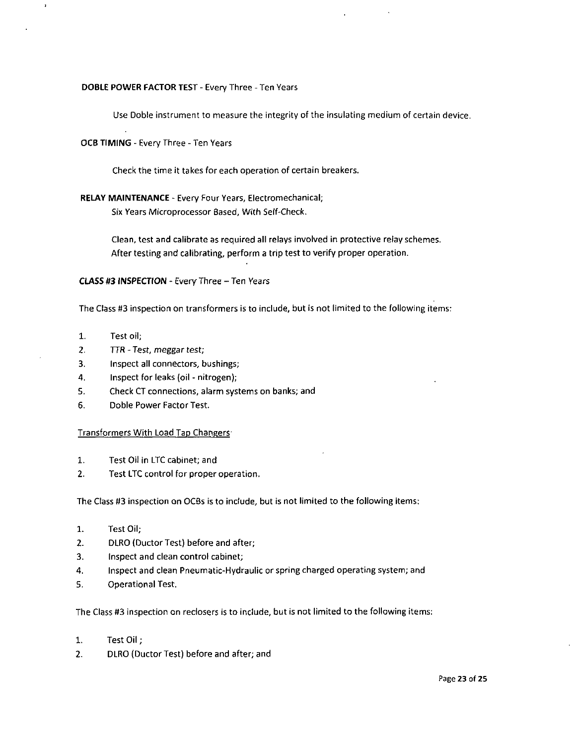**DOBLE POWER FACTOR TEST** - Every Three - Ten Years

Use Doble instrument to measure the integrity of the insulating medium of certain device.

**OCB TIMING** - Every Three - Ten Years

Check the time it takes for each operation of certain breakers.

**RELAY MAINTENANCE** - Every Four Years, Electromechanical;
Six Years Microprocessor Based, With Self-Check.

Clean, test and calibrate as required all relays involved in protective relay schemes. After testing and calibrating, perform a trip test to verify proper operation.

***CLASS #3 INSPECTION*** - Every Three – Ten Years

The Class #3 inspection on transformers is to include, but is not limited to the following items:

1. Test oil;
2. *TTR - Test, meggar test;*
3. Inspect all connectors, bushings;
4. Inspect for leaks (oil - nitrogen);
5. Check CT connections, alarm systems on banks; and
6. Doble Power Factor Test.

<u>Transformers With Load Tap Changers</u>

1. Test Oil in LTC cabinet; and
2. Test LTC control for proper operation.

The Class #3 inspection on OCBs is to include, but is not limited to the following items:

1. Test Oil;
2. DLRO (Ductor Test) before and after;
3. Inspect and clean control cabinet;
4. Inspect and clean Pneumatic-Hydraulic or spring charged operating system; and
5. Operational Test.

The Class #3 inspection on reclosers is to include, but is not limited to the following items:

1. Test Oil ;
2. DLRO (Ductor Test) before and after; and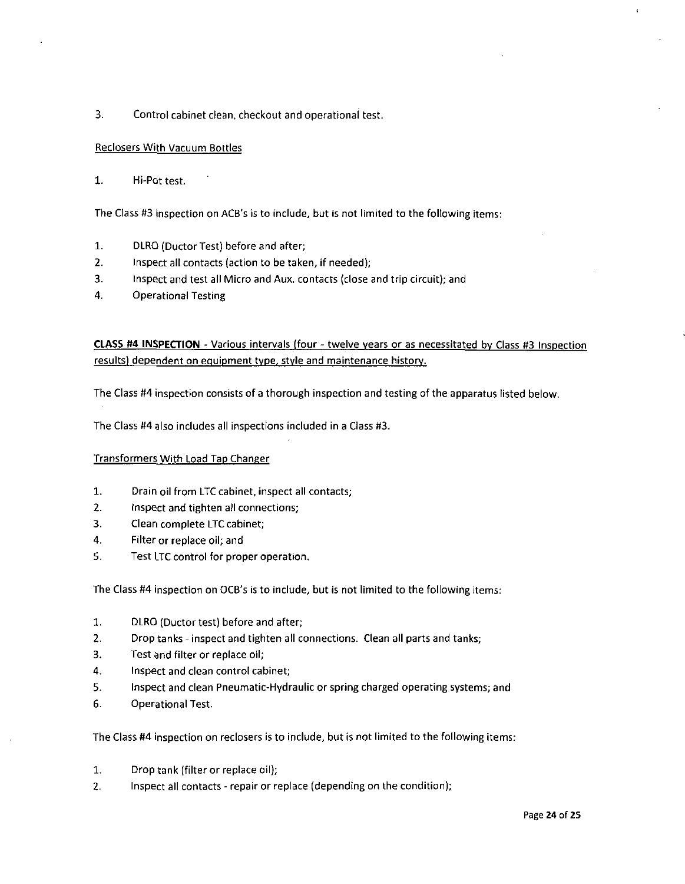3. Control cabinet clean, checkout and operational test.

<u>Reclosers With Vacuum Bottles</u>

1. Hi-Pot test.

The Class #3 inspection on ACB's is to include, but is not limited to the following items:

1. DLRO (Ductor Test) before and after;
2. Inspect all contacts (action to be taken, if needed);
3. Inspect and test all Micro and Aux. contacts (close and trip circuit); and
4. Operational Testing

**<u>CLASS #4 INSPECTION</u>** - <u>Various intervals (four - twelve years or as necessitated by Class #3 Inspection results) dependent on equipment type, style and maintenance history.</u>

The Class #4 inspection consists of a thorough inspection and testing of the apparatus listed below.

The Class #4 also includes all inspections included in a Class #3.

<u>Transformers With Load Tap Changer</u>

1. Drain oil from LTC cabinet, inspect all contacts;
2. Inspect and tighten all connections;
3. Clean complete LTC cabinet;
4. Filter or replace oil; and
5. Test LTC control for proper operation.

The Class #4 inspection on OCB's is to include, but is not limited to the following items:

1. DLRO (Ductor test) before and after;
2. Drop tanks - inspect and tighten all connections. Clean all parts and tanks;
3. Test and filter or replace oil;
4. Inspect and clean control cabinet;
5. Inspect and clean Pneumatic-Hydraulic or spring charged operating systems; and
6. Operational Test.

The Class #4 inspection on reclosers is to include, but is not limited to the following items:

1. Drop tank (filter or replace oil);
2. Inspect all contacts - repair or replace (depending on the condition);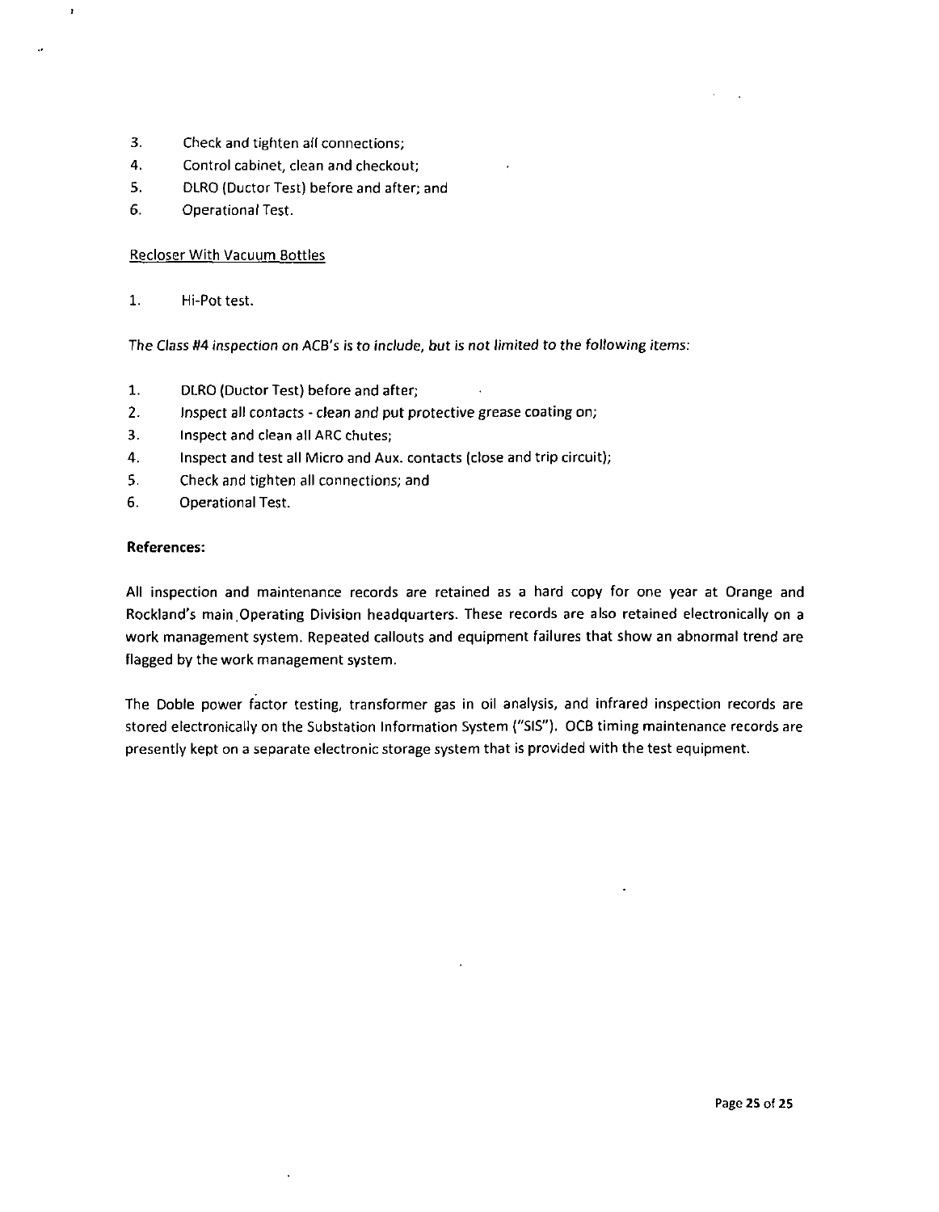3. Check and tighten all connections;
4. Control cabinet, clean and checkout;
5. DLRO (Ductor Test) before and after; and
6. Operational Test.

Recloser With Vacuum Bottles

1. Hi-Pot test.

*The Class #4 inspection on ACB's is to include, but is not limited to the following items:*

1. DLRO (Ductor Test) before and after;
2. Inspect all contacts - clean and put protective grease coating on;
3. Inspect and clean all ARC chutes;
4. Inspect and test all Micro and Aux. contacts (close and trip circuit);
5. Check and tighten all connections; and
6. Operational Test.

**References:**

All inspection and maintenance records are retained as a hard copy for one year at Orange and Rockland's main Operating Division headquarters. These records are also retained electronically on a work management system. Repeated callouts and equipment failures that show an abnormal trend are flagged by the work management system.

The Doble power factor testing, transformer gas in oil analysis, and infrared inspection records are stored electronically on the Substation Information System ("SIS"). OCB timing maintenance records are presently kept on a separate electronic storage system that is provided with the test equipment.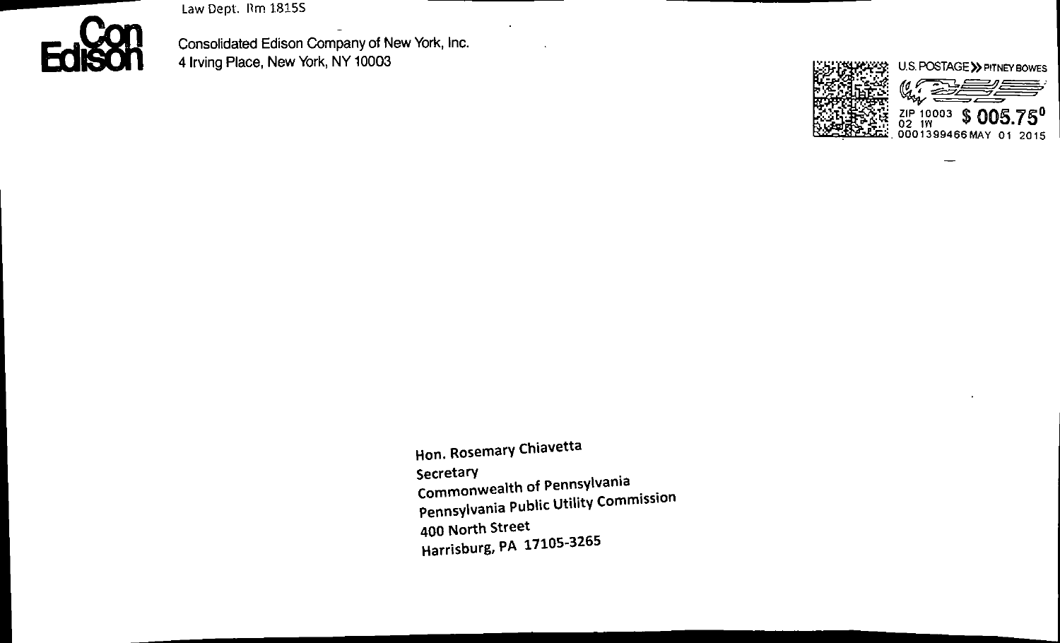Law Dept. Rm 1815S

Con Edison

Consolidated Edison Company of New York, Inc.
4 Irving Place, New York, NY 10003

U.S. POSTAGE PITNEY BOWES
ZIP 10003 $ 005.75[0]
02 1W
0001399466 MAY 01 2015

Hon. Rosemary Chiavetta
Secretary
Commonwealth of Pennsylvania
Pennsylvania Public Utility Commission
400 North Street
Harrisburg, PA 17105-3265